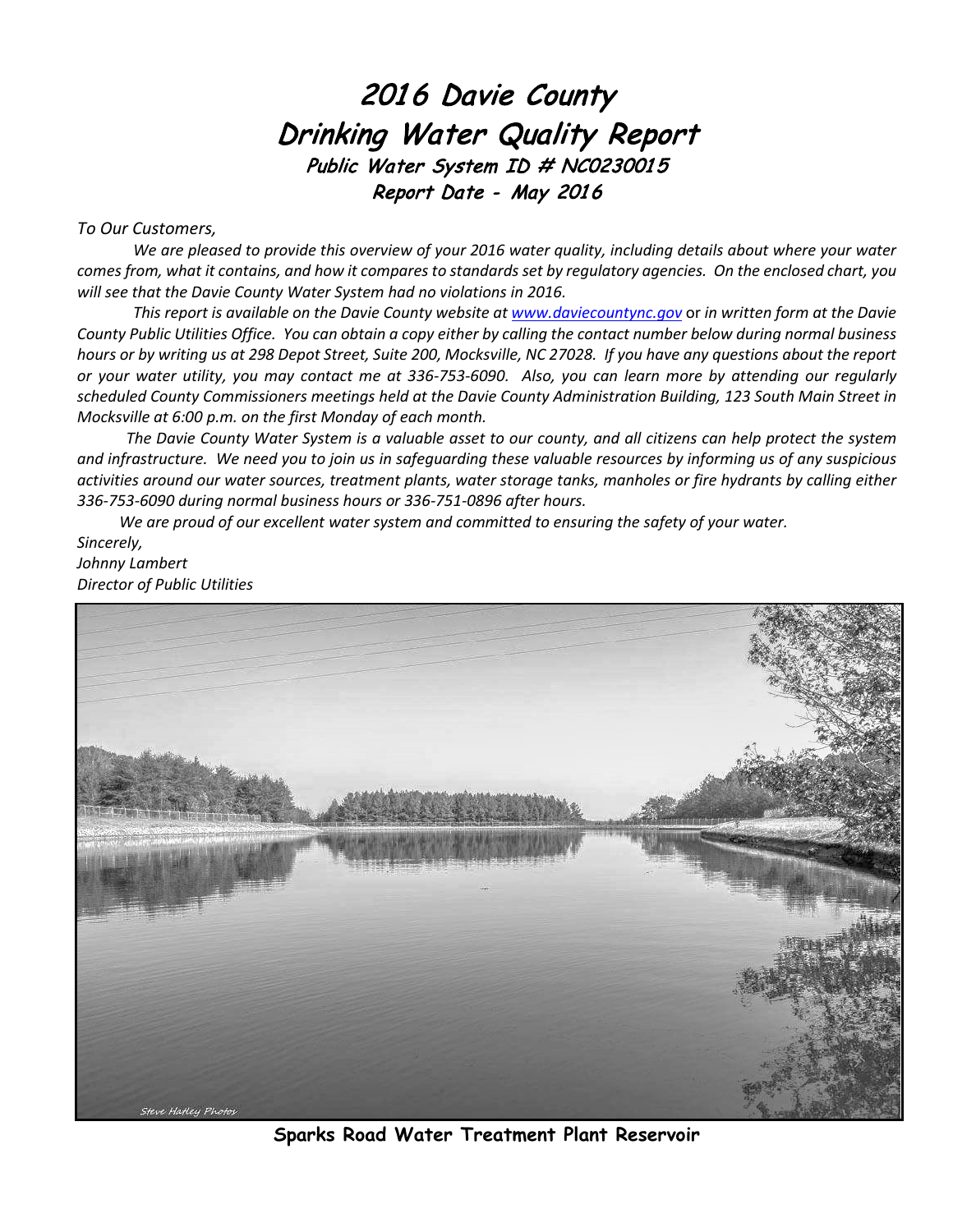# 2016 Davie County
# Drinking Water Quality Report

**Public Water System ID # NC0230015**

**Report Date - May 2016**

*To Our Customers,*

*We are pleased to provide this overview of your 2016 water quality, including details about where your water comes from, what it contains, and how it compares to standards set by regulatory agencies. On the enclosed chart, you will see that the Davie County Water System had no violations in 2016.*

*This report is available on the Davie County website at* [www.daviecountync.gov](http://www.daviecountync.gov) or *in written form at the Davie County Public Utilities Office. You can obtain a copy either by calling the contact number below during normal business hours or by writing us at 298 Depot Street, Suite 200, Mocksville, NC 27028. If you have any questions about the report or your water utility, you may contact me at 336-753-6090. Also, you can learn more by attending our regularly scheduled County Commissioners meetings held at the Davie County Administration Building, 123 South Main Street in Mocksville at 6:00 p.m. on the first Monday of each month.*

*The Davie County Water System is a valuable asset to our county, and all citizens can help protect the system and infrastructure. We need you to join us in safeguarding these valuable resources by informing us of any suspicious activities around our water sources, treatment plants, water storage tanks, manholes or fire hydrants by calling either 336-753-6090 during normal business hours or 336-751-0896 after hours.*

*We are proud of our excellent water system and committed to ensuring the safety of your water.*

*Sincerely,*
*Johnny Lambert*
*Director of Public Utilities*

**Sparks Road Water Treatment Plant Reservoir**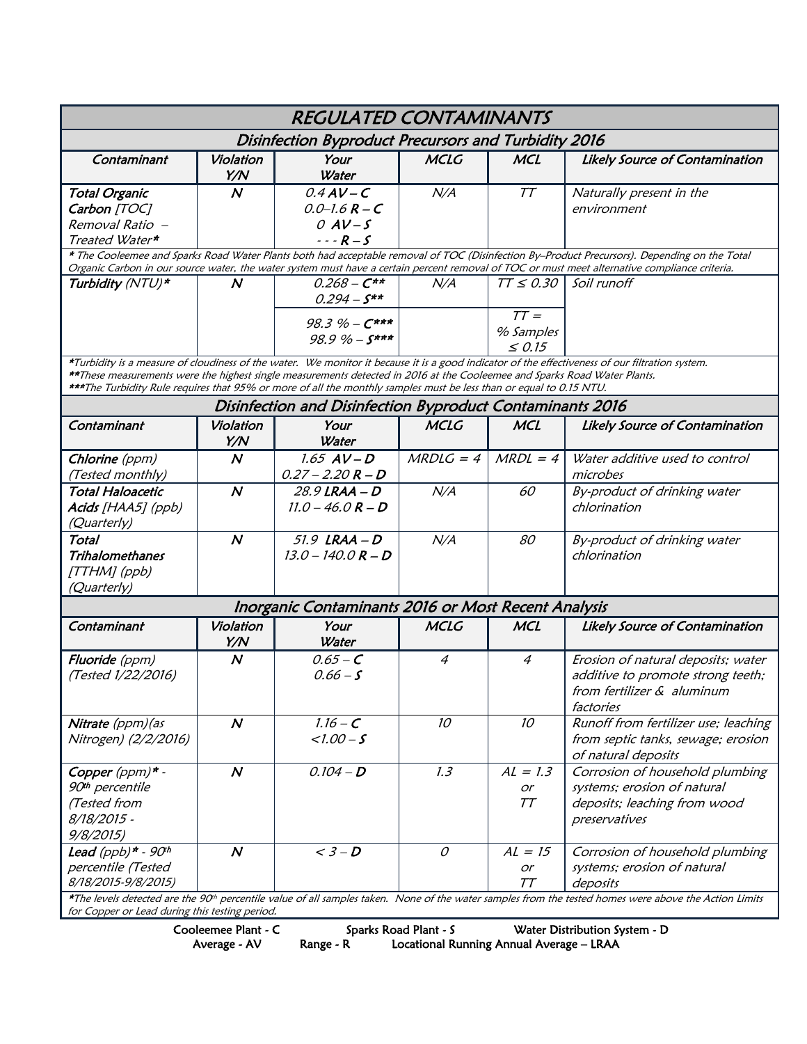# REGULATED CONTAMINANTS

## Disinfection Byproduct Precursors and Turbidity 2016

| Contaminant | Violation Y/N | Your Water | MCLG | MCL | Likely Source of Contamination |
|---|---|---|---|---|---|
| **Total Organic Carbon** [TOC] Removal Ratio – Treated Water* | N | 0.4 **AV – C**<br>0.0–1.6 **R – C**<br>0 **AV – S**<br>- - - **R – S** | N/A | TT | Naturally present in the environment |

*The Cooleemee and Sparks Road Water Plants both had acceptable removal of TOC (Disinfection By–Product Precursors). Depending on the Total Organic Carbon in our source water, the water system must have a certain percent removal of TOC or must meet alternative compliance criteria.

| Contaminant | Violation Y/N | Your Water | MCLG | MCL | Likely Source of Contamination |
|---|---|---|---|---|---|
| **Turbidity** (NTU)* | N | 0.268 – **C****<br>0.294 – **S**** | N/A | TT ≤ 0.30 | Soil runoff |
| | | 98.3 % – **C*****<br>98.9 % – **S***** | | TT = % Samples ≤ 0.15 | |

*Turbidity is a measure of cloudiness of the water. We monitor it because it is a good indicator of the effectiveness of our filtration system.
**These measurements were the highest single measurements detected in 2016 at the Cooleemee and Sparks Road Water Plants.
***The Turbidity Rule requires that 95% or more of all the monthly samples must be less than or equal to 0.15 NTU.

## Disinfection and Disinfection Byproduct Contaminants 2016

| Contaminant | Violation Y/N | Your Water | MCLG | MCL | Likely Source of Contamination |
|---|---|---|---|---|---|
| **Chlorine** (ppm) (Tested monthly) | N | 1.65 **AV – D**<br>0.27 – 2.20 **R – D** | MRDLG = 4 | MRDL = 4 | Water additive used to control microbes |
| **Total Haloacetic Acids** [HAA5] (ppb) (Quarterly) | N | 28.9 **LRAA – D**<br>11.0 – 46.0 **R – D** | N/A | 60 | By-product of drinking water chlorination |
| **Total Trihalomethanes** [TTHM] (ppb) (Quarterly) | N | 51.9 **LRAA – D**<br>13.0 – 140.0 **R – D** | N/A | 80 | By-product of drinking water chlorination |

## Inorganic Contaminants 2016 or Most Recent Analysis

| Contaminant | Violation Y/N | Your Water | MCLG | MCL | Likely Source of Contamination |
|---|---|---|---|---|---|
| **Fluoride** (ppm) (Tested 1/22/2016) | N | 0.65 – **C**<br>0.66 – **S** | 4 | 4 | Erosion of natural deposits; water additive to promote strong teeth; from fertilizer & aluminum factories |
| **Nitrate** (ppm)(as Nitrogen) (2/2/2016) | N | 1.16 – **C**<br><1.00 – **S** | 10 | 10 | Runoff from fertilizer use; leaching from septic tanks, sewage; erosion of natural deposits |
| **Copper** (ppm)* - 90th percentile (Tested from 8/18/2015 - 9/8/2015) | N | 0.104 – **D** | 1.3 | AL = 1.3 or TT | Corrosion of household plumbing systems; erosion of natural deposits; leaching from wood preservatives |
| **Lead** (ppb)* - 90th percentile (Tested 8/18/2015-9/8/2015) | N | < 3 – **D** | 0 | AL = 15 or TT | Corrosion of household plumbing systems; erosion of natural deposits |

*The levels detected are the 90th percentile value of all samples taken. None of the water samples from the tested homes were above the Action Limits for Copper or Lead during this testing period.

Cooleemee Plant - C Sparks Road Plant - S Water Distribution System - D
Average - AV Range - R Locational Running Annual Average – LRAA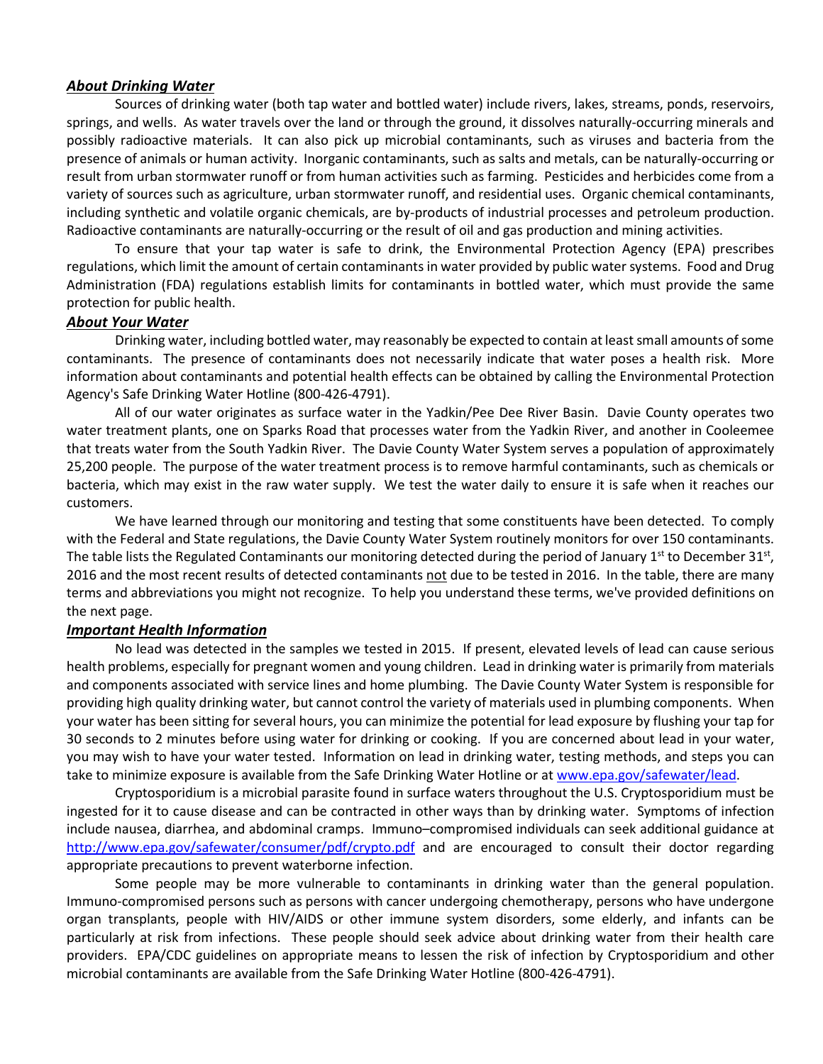### ***About Drinking Water***

Sources of drinking water (both tap water and bottled water) include rivers, lakes, streams, ponds, reservoirs, springs, and wells. As water travels over the land or through the ground, it dissolves naturally-occurring minerals and possibly radioactive materials. It can also pick up microbial contaminants, such as viruses and bacteria from the presence of animals or human activity. Inorganic contaminants, such as salts and metals, can be naturally-occurring or result from urban stormwater runoff or from human activities such as farming. Pesticides and herbicides come from a variety of sources such as agriculture, urban stormwater runoff, and residential uses. Organic chemical contaminants, including synthetic and volatile organic chemicals, are by-products of industrial processes and petroleum production. Radioactive contaminants are naturally-occurring or the result of oil and gas production and mining activities.

To ensure that your tap water is safe to drink, the Environmental Protection Agency (EPA) prescribes regulations, which limit the amount of certain contaminants in water provided by public water systems. Food and Drug Administration (FDA) regulations establish limits for contaminants in bottled water, which must provide the same protection for public health.

### ***About Your Water***

Drinking water, including bottled water, may reasonably be expected to contain at least small amounts of some contaminants. The presence of contaminants does not necessarily indicate that water poses a health risk. More information about contaminants and potential health effects can be obtained by calling the Environmental Protection Agency's Safe Drinking Water Hotline (800-426-4791).

All of our water originates as surface water in the Yadkin/Pee Dee River Basin. Davie County operates two water treatment plants, one on Sparks Road that processes water from the Yadkin River, and another in Cooleemee that treats water from the South Yadkin River. The Davie County Water System serves a population of approximately 25,200 people. The purpose of the water treatment process is to remove harmful contaminants, such as chemicals or bacteria, which may exist in the raw water supply. We test the water daily to ensure it is safe when it reaches our customers.

We have learned through our monitoring and testing that some constituents have been detected. To comply with the Federal and State regulations, the Davie County Water System routinely monitors for over 150 contaminants. The table lists the Regulated Contaminants our monitoring detected during the period of January 1st to December 31st, 2016 and the most recent results of detected contaminants <u>not</u> due to be tested in 2016. In the table, there are many terms and abbreviations you might not recognize. To help you understand these terms, we've provided definitions on the next page.

### ***Important Health Information***

No lead was detected in the samples we tested in 2015. If present, elevated levels of lead can cause serious health problems, especially for pregnant women and young children. Lead in drinking water is primarily from materials and components associated with service lines and home plumbing. The Davie County Water System is responsible for providing high quality drinking water, but cannot control the variety of materials used in plumbing components. When your water has been sitting for several hours, you can minimize the potential for lead exposure by flushing your tap for 30 seconds to 2 minutes before using water for drinking or cooking. If you are concerned about lead in your water, you may wish to have your water tested. Information on lead in drinking water, testing methods, and steps you can take to minimize exposure is available from the Safe Drinking Water Hotline or at www.epa.gov/safewater/lead.

Cryptosporidium is a microbial parasite found in surface waters throughout the U.S. Cryptosporidium must be ingested for it to cause disease and can be contracted in other ways than by drinking water. Symptoms of infection include nausea, diarrhea, and abdominal cramps. Immuno–compromised individuals can seek additional guidance at http://www.epa.gov/safewater/consumer/pdf/crypto.pdf and are encouraged to consult their doctor regarding appropriate precautions to prevent waterborne infection.

Some people may be more vulnerable to contaminants in drinking water than the general population. Immuno-compromised persons such as persons with cancer undergoing chemotherapy, persons who have undergone organ transplants, people with HIV/AIDS or other immune system disorders, some elderly, and infants can be particularly at risk from infections. These people should seek advice about drinking water from their health care providers. EPA/CDC guidelines on appropriate means to lessen the risk of infection by Cryptosporidium and other microbial contaminants are available from the Safe Drinking Water Hotline (800-426-4791).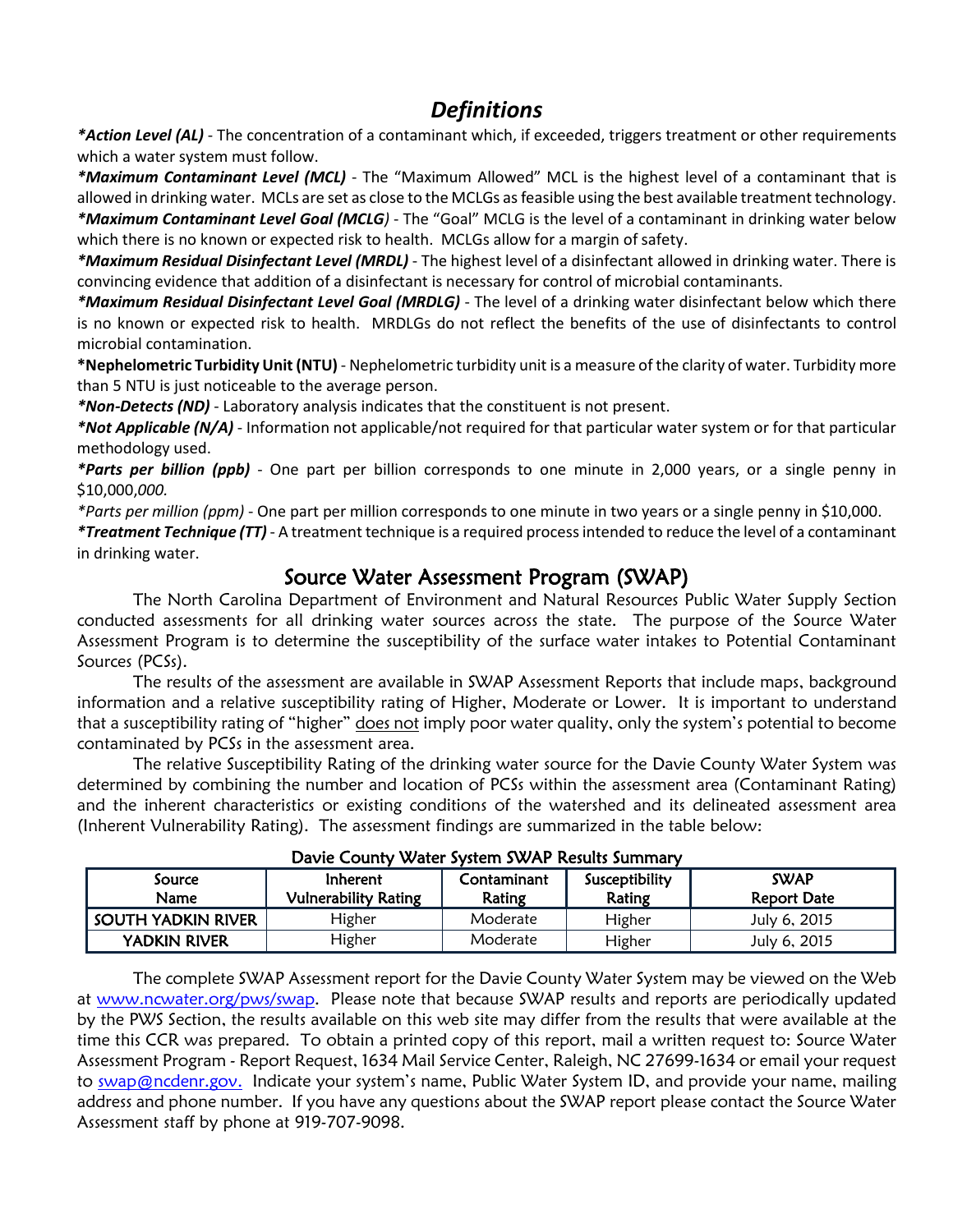# Definitions

***Action Level (AL)*** - The concentration of a contaminant which, if exceeded, triggers treatment or other requirements which a water system must follow.

***Maximum Contaminant Level (MCL)*** - The "Maximum Allowed" MCL is the highest level of a contaminant that is allowed in drinking water. MCLs are set as close to the MCLGs as feasible using the best available treatment technology.

***Maximum Contaminant Level Goal (MCLG)*** - The "Goal" MCLG is the level of a contaminant in drinking water below which there is no known or expected risk to health. MCLGs allow for a margin of safety.

***Maximum Residual Disinfectant Level (MRDL)*** - The highest level of a disinfectant allowed in drinking water. There is convincing evidence that addition of a disinfectant is necessary for control of microbial contaminants.

***Maximum Residual Disinfectant Level Goal (MRDLG)*** - The level of a drinking water disinfectant below which there is no known or expected risk to health. MRDLGs do not reflect the benefits of the use of disinfectants to control microbial contamination.

**\*Nephelometric Turbidity Unit (NTU)** - Nephelometric turbidity unit is a measure of the clarity of water. Turbidity more than 5 NTU is just noticeable to the average person.

***Non-Detects (ND)*** - Laboratory analysis indicates that the constituent is not present.

***Not Applicable (N/A)*** - Information not applicable/not required for that particular water system or for that particular methodology used.

***Parts per billion (ppb)*** - One part per billion corresponds to one minute in 2,000 years, or a single penny in $10,000,*000.*

*\*Parts per million (ppm)* - One part per million corresponds to one minute in two years or a single penny in $10,000.

***Treatment Technique (TT)*** - A treatment technique is a required process intended to reduce the level of a contaminant in drinking water.

## Source Water Assessment Program (SWAP)

The North Carolina Department of Environment and Natural Resources Public Water Supply Section conducted assessments for all drinking water sources across the state. The purpose of the Source Water Assessment Program is to determine the susceptibility of the surface water intakes to Potential Contaminant Sources (PCSs).

The results of the assessment are available in SWAP Assessment Reports that include maps, background information and a relative susceptibility rating of Higher, Moderate or Lower. It is important to understand that a susceptibility rating of "higher" does not imply poor water quality, only the system's potential to become contaminated by PCSs in the assessment area.

The relative Susceptibility Rating of the drinking water source for the Davie County Water System was determined by combining the number and location of PCSs within the assessment area (Contaminant Rating) and the inherent characteristics or existing conditions of the watershed and its delineated assessment area (Inherent Vulnerability Rating). The assessment findings are summarized in the table below:

**Davie County Water System SWAP Results Summary**

| Source Name | Inherent Vulnerability Rating | Contaminant Rating | Susceptibility Rating | SWAP Report Date |
|---|---|---|---|---|
| SOUTH YADKIN RIVER | Higher | Moderate | Higher | July 6, 2015 |
| YADKIN RIVER | Higher | Moderate | Higher | July 6, 2015 |

The complete SWAP Assessment report for the Davie County Water System may be viewed on the Web at www.ncwater.org/pws/swap. Please note that because SWAP results and reports are periodically updated by the PWS Section, the results available on this web site may differ from the results that were available at the time this CCR was prepared. To obtain a printed copy of this report, mail a written request to: Source Water Assessment Program - Report Request, 1634 Mail Service Center, Raleigh, NC 27699-1634 or email your request to swap@ncdenr.gov. Indicate your system's name, Public Water System ID, and provide your name, mailing address and phone number. If you have any questions about the SWAP report please contact the Source Water Assessment staff by phone at 919-707-9098.